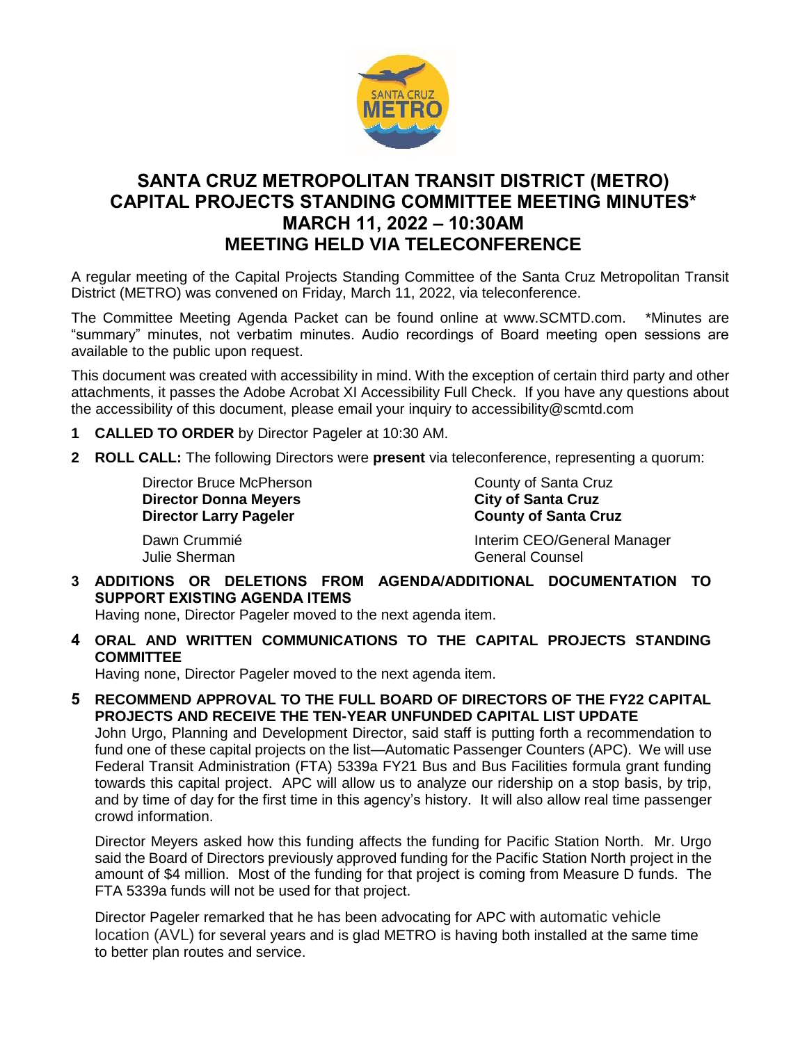# SANTA CRUZ METROPOLITAN TRANSIT DISTRICT (METRO) CAPITAL PROJECTS STANDING COMMITTEE MEETING MINUTES*
## MARCH 11, 2022 – 10:30AM
## MEETING HELD VIA TELECONFERENCE

A regular meeting of the Capital Projects Standing Committee of the Santa Cruz Metropolitan Transit District (METRO) was convened on Friday, March 11, 2022, via teleconference.

The Committee Meeting Agenda Packet can be found online at www.SCMTD.com. *Minutes are "summary" minutes, not verbatim minutes. Audio recordings of Board meeting open sessions are available to the public upon request.

This document was created with accessibility in mind. With the exception of certain third party and other attachments, it passes the Adobe Acrobat XI Accessibility Full Check. If you have any questions about the accessibility of this document, please email your inquiry to accessibility@scmtd.com

**1 CALLED TO ORDER** by Director Pageler at 10:30 AM.

**2 ROLL CALL:** The following Directors were **present** via teleconference, representing a quorum:

| | |
|---|---|
| Director Bruce McPherson | County of Santa Cruz |
| **Director Donna Meyers** | **City of Santa Cruz** |
| **Director Larry Pageler** | **County of Santa Cruz** |
| Dawn Crummié | Interim CEO/General Manager |
| Julie Sherman | General Counsel |

**3 ADDITIONS OR DELETIONS FROM AGENDA/ADDITIONAL DOCUMENTATION TO SUPPORT EXISTING AGENDA ITEMS**

Having none, Director Pageler moved to the next agenda item.

**4 ORAL AND WRITTEN COMMUNICATIONS TO THE CAPITAL PROJECTS STANDING COMMITTEE**

Having none, Director Pageler moved to the next agenda item.

**5 RECOMMEND APPROVAL TO THE FULL BOARD OF DIRECTORS OF THE FY22 CAPITAL PROJECTS AND RECEIVE THE TEN-YEAR UNFUNDED CAPITAL LIST UPDATE**

John Urgo, Planning and Development Director, said staff is putting forth a recommendation to fund one of these capital projects on the list—Automatic Passenger Counters (APC). We will use Federal Transit Administration (FTA) 5339a FY21 Bus and Bus Facilities formula grant funding towards this capital project. APC will allow us to analyze our ridership on a stop basis, by trip, and by time of day for the first time in this agency's history. It will also allow real time passenger crowd information.

Director Meyers asked how this funding affects the funding for Pacific Station North. Mr. Urgo said the Board of Directors previously approved funding for the Pacific Station North project in the amount of $4 million. Most of the funding for that project is coming from Measure D funds. The FTA 5339a funds will not be used for that project.

Director Pageler remarked that he has been advocating for APC with automatic vehicle location (AVL) for several years and is glad METRO is having both installed at the same time to better plan routes and service.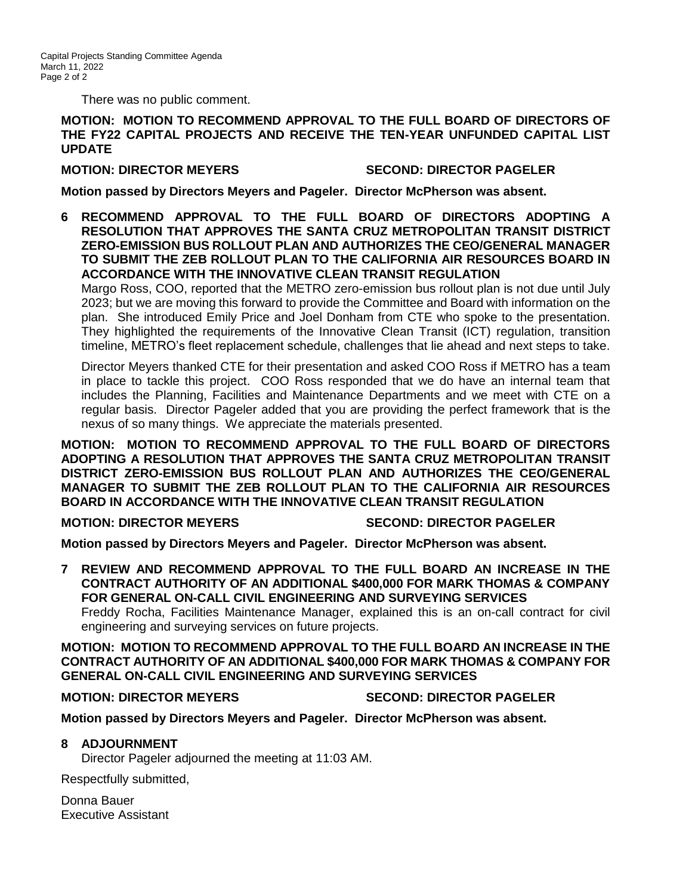There was no public comment.

**MOTION: MOTION TO RECOMMEND APPROVAL TO THE FULL BOARD OF DIRECTORS OF THE FY22 CAPITAL PROJECTS AND RECEIVE THE TEN-YEAR UNFUNDED CAPITAL LIST UPDATE**

**MOTION: DIRECTOR MEYERS SECOND: DIRECTOR PAGELER**

**Motion passed by Directors Meyers and Pageler. Director McPherson was absent.**

**6 RECOMMEND APPROVAL TO THE FULL BOARD OF DIRECTORS ADOPTING A RESOLUTION THAT APPROVES THE SANTA CRUZ METROPOLITAN TRANSIT DISTRICT ZERO-EMISSION BUS ROLLOUT PLAN AND AUTHORIZES THE CEO/GENERAL MANAGER TO SUBMIT THE ZEB ROLLOUT PLAN TO THE CALIFORNIA AIR RESOURCES BOARD IN ACCORDANCE WITH THE INNOVATIVE CLEAN TRANSIT REGULATION**

Margo Ross, COO, reported that the METRO zero-emission bus rollout plan is not due until July 2023; but we are moving this forward to provide the Committee and Board with information on the plan. She introduced Emily Price and Joel Donham from CTE who spoke to the presentation. They highlighted the requirements of the Innovative Clean Transit (ICT) regulation, transition timeline, METRO's fleet replacement schedule, challenges that lie ahead and next steps to take.

Director Meyers thanked CTE for their presentation and asked COO Ross if METRO has a team in place to tackle this project. COO Ross responded that we do have an internal team that includes the Planning, Facilities and Maintenance Departments and we meet with CTE on a regular basis. Director Pageler added that you are providing the perfect framework that is the nexus of so many things. We appreciate the materials presented.

**MOTION: MOTION TO RECOMMEND APPROVAL TO THE FULL BOARD OF DIRECTORS ADOPTING A RESOLUTION THAT APPROVES THE SANTA CRUZ METROPOLITAN TRANSIT DISTRICT ZERO-EMISSION BUS ROLLOUT PLAN AND AUTHORIZES THE CEO/GENERAL MANAGER TO SUBMIT THE ZEB ROLLOUT PLAN TO THE CALIFORNIA AIR RESOURCES BOARD IN ACCORDANCE WITH THE INNOVATIVE CLEAN TRANSIT REGULATION**

**MOTION: DIRECTOR MEYERS SECOND: DIRECTOR PAGELER**

**Motion passed by Directors Meyers and Pageler. Director McPherson was absent.**

**7 REVIEW AND RECOMMEND APPROVAL TO THE FULL BOARD AN INCREASE IN THE CONTRACT AUTHORITY OF AN ADDITIONAL $400,000 FOR MARK THOMAS & COMPANY FOR GENERAL ON-CALL CIVIL ENGINEERING AND SURVEYING SERVICES**

Freddy Rocha, Facilities Maintenance Manager, explained this is an on-call contract for civil engineering and surveying services on future projects.

**MOTION: MOTION TO RECOMMEND APPROVAL TO THE FULL BOARD AN INCREASE IN THE CONTRACT AUTHORITY OF AN ADDITIONAL $400,000 FOR MARK THOMAS & COMPANY FOR GENERAL ON-CALL CIVIL ENGINEERING AND SURVEYING SERVICES**

**MOTION: DIRECTOR MEYERS SECOND: DIRECTOR PAGELER**

**Motion passed by Directors Meyers and Pageler. Director McPherson was absent.**

**8 ADJOURNMENT**

Director Pageler adjourned the meeting at 11:03 AM.

Respectfully submitted,

Donna Bauer
Executive Assistant